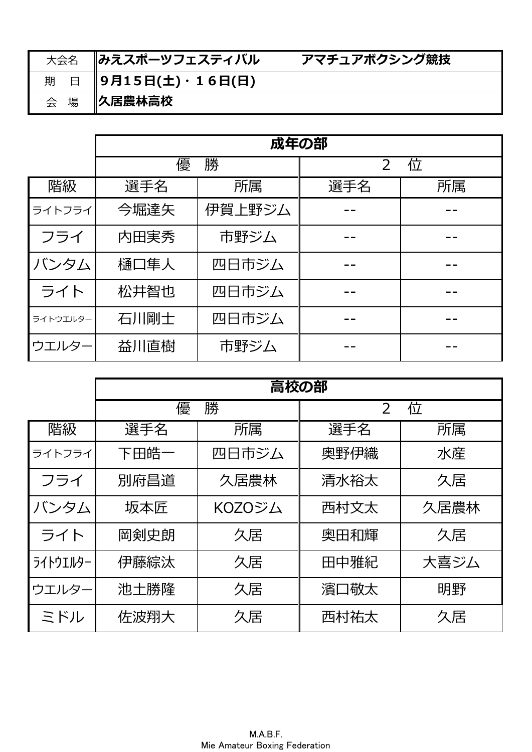| 大会名 | みえスポーツフェスティバル　　　アマチュアボクシング競技 |
|---|---|
| 期　日 | ９月15日(土)・１6日(日) |
| 会　場 | 久居農林高校 |

| | 成年の部 | | | |
|---|---|---|---|---|
| | 優　勝 | | ２　位 | |
| 階級 | 選手名 | 所属 | 選手名 | 所属 |
| ライトフライ | 今堀達矢 | 伊賀上野ジム | -- | -- |
| フライ | 内田実秀 | 市野ジム | -- | -- |
| バンタム | 樋口隼人 | 四日市ジム | -- | -- |
| ライト | 松井智也 | 四日市ジム | -- | -- |
| ライトウエルター | 石川剛士 | 四日市ジム | -- | -- |
| ウエルター | 益川直樹 | 市野ジム | -- | -- |

| | 高校の部 | | | |
|---|---|---|---|---|
| | 優　勝 | | ２　位 | |
| 階級 | 選手名 | 所属 | 選手名 | 所属 |
| ライトフライ | 下田皓一 | 四日市ジム | 奥野伊織 | 水産 |
| フライ | 別府昌道 | 久居農林 | 清水裕太 | 久居 |
| バンタム | 坂本匠 | KOZOジム | 西村文太 | 久居農林 |
| ライト | 岡剣史朗 | 久居 | 奥田和輝 | 久居 |
| ﾗｲﾄｳｴﾙﾀｰ | 伊藤綜汰 | 久居 | 田中雅紀 | 大喜ジム |
| ウエルター | 池土勝隆 | 久居 | 濱口敬太 | 明野 |
| ミドル | 佐波翔大 | 久居 | 西村祐太 | 久居 |

M.A.B.F.
Mie Amateur Boxing Federation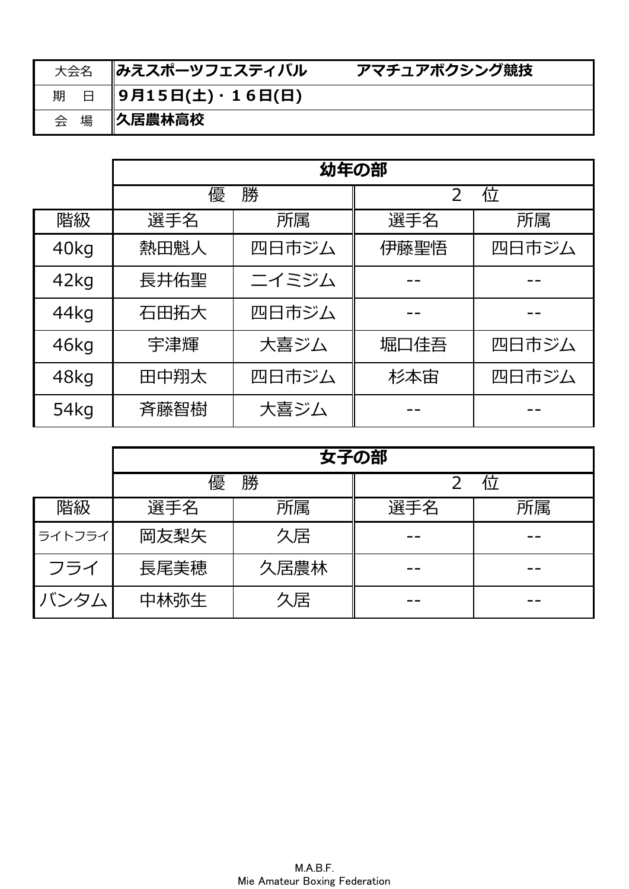| 大会名 | みえスポーツフェスティバル　　　アマチュアボクシング競技 |
| --- | --- |
| 期　日 | ９月15日(土)・１６日(日) |
| 会　場 | 久居農林高校 |

| | 幼年の部 | | | |
| --- | --- | --- | --- | --- |
| | 優　勝 | | ２　位 | |
| 階級 | 選手名 | 所属 | 選手名 | 所属 |
| 40kg | 熱田魁人 | 四日市ジム | 伊藤聖悟 | 四日市ジム |
| 42kg | 長井佑聖 | ニイミジム | -- | -- |
| 44kg | 石田拓大 | 四日市ジム | -- | -- |
| 46kg | 宇津輝 | 大喜ジム | 堀口佳吾 | 四日市ジム |
| 48kg | 田中翔太 | 四日市ジム | 杉本宙 | 四日市ジム |
| 54kg | 斉藤智樹 | 大喜ジム | -- | -- |

| | 女子の部 | | | |
| --- | --- | --- | --- | --- |
| | 優　勝 | | ２　位 | |
| 階級 | 選手名 | 所属 | 選手名 | 所属 |
| ライトフライ | 岡友梨矢 | 久居 | -- | -- |
| フライ | 長尾美穂 | 久居農林 | -- | -- |
| バンタム | 中林弥生 | 久居 | -- | -- |

M.A.B.F.
Mie Amateur Boxing Federation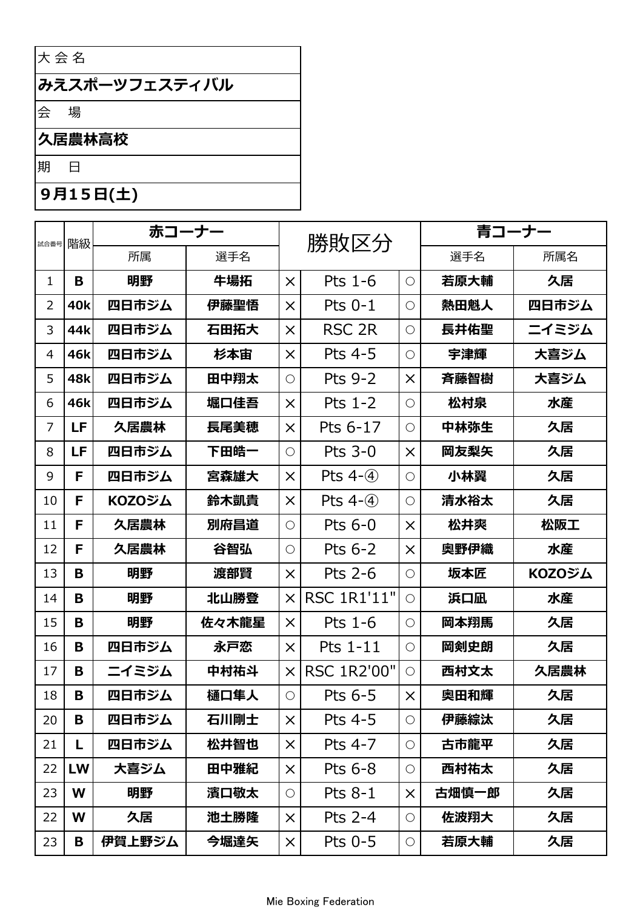| 大会名 |
| --- |
| **みえスポーツフェスティバル** |
| 会　場 |
| **久居農林高校** |
| 期　日 |
| **9月15日(土)** |

| 試合番号 | 階級 | 赤コーナー | | 勝敗区分 | | | 青コーナー | |
| --- | --- | --- | --- | --- | --- | --- | --- | --- |
| | | 所属 | 選手名 | | | | 選手名 | 所属名 |
| 1 | **B** | **明野** | **牛場拓** | × | Pts 1-6 | ○ | **若原大輔** | **久居** |
| 2 | **40k** | **四日市ジム** | **伊藤聖悟** | × | Pts 0-1 | ○ | **熱田魁人** | **四日市ジム** |
| 3 | **44k** | **四日市ジム** | **石田拓大** | × | RSC 2R | ○ | **長井佑聖** | **ニイミジム** |
| 4 | **46k** | **四日市ジム** | **杉本宙** | × | Pts 4-5 | ○ | **宇津輝** | **大喜ジム** |
| 5 | **48k** | **四日市ジム** | **田中翔太** | ○ | Pts 9-2 | × | **斉藤智樹** | **大喜ジム** |
| 6 | **46k** | **四日市ジム** | **堀口佳吾** | × | Pts 1-2 | ○ | **松村泉** | **水産** |
| 7 | **LF** | **久居農林** | **長尾美穂** | × | Pts 6-17 | ○ | **中林弥生** | **久居** |
| 8 | **LF** | **四日市ジム** | **下田皓一** | ○ | Pts 3-0 | × | **岡友梨矢** | **久居** |
| 9 | **F** | **四日市ジム** | **宮森雄大** | × | Pts 4-④ | ○ | **小林翼** | **久居** |
| 10 | **F** | **KOZOジム** | **鈴木凱貴** | × | Pts 4-④ | ○ | **清水裕太** | **久居** |
| 11 | **F** | **久居農林** | **別府昌道** | ○ | Pts 6-0 | × | **松井爽** | **松阪工** |
| 12 | **F** | **久居農林** | **谷智弘** | ○ | Pts 6-2 | × | **奥野伊織** | **水産** |
| 13 | **B** | **明野** | **渡部賢** | × | Pts 2-6 | ○ | **坂本匠** | **KOZOジム** |
| 14 | **B** | **明野** | **北山勝登** | × | RSC 1R1'11" | ○ | **浜口凪** | **水産** |
| 15 | **B** | **明野** | **佐々木龍星** | × | Pts 1-6 | ○ | **岡本翔馬** | **久居** |
| 16 | **B** | **四日市ジム** | **永戸恋** | × | Pts 1-11 | ○ | **岡剣史朗** | **久居** |
| 17 | **B** | **ニイミジム** | **中村祐斗** | × | RSC 1R2'00" | ○ | **西村文太** | **久居農林** |
| 18 | **B** | **四日市ジム** | **樋口隼人** | ○ | Pts 6-5 | × | **奥田和輝** | **久居** |
| 20 | **B** | **四日市ジム** | **石川剛士** | × | Pts 4-5 | ○ | **伊藤綜汰** | **久居** |
| 21 | **L** | **四日市ジム** | **松井智也** | × | Pts 4-7 | ○ | **古市龍平** | **久居** |
| 22 | **LW** | **大喜ジム** | **田中雅紀** | × | Pts 6-8 | ○ | **西村祐太** | **久居** |
| 23 | **W** | **明野** | **濱口敬太** | ○ | Pts 8-1 | × | **古畑慎一郎** | **久居** |
| 22 | **W** | **久居** | **池土勝隆** | × | Pts 2-4 | ○ | **佐波翔大** | **久居** |
| 23 | **B** | **伊賀上野ジム** | **今堀達矢** | × | Pts 0-5 | ○ | **若原大輔** | **久居** |

Mie Boxing Federation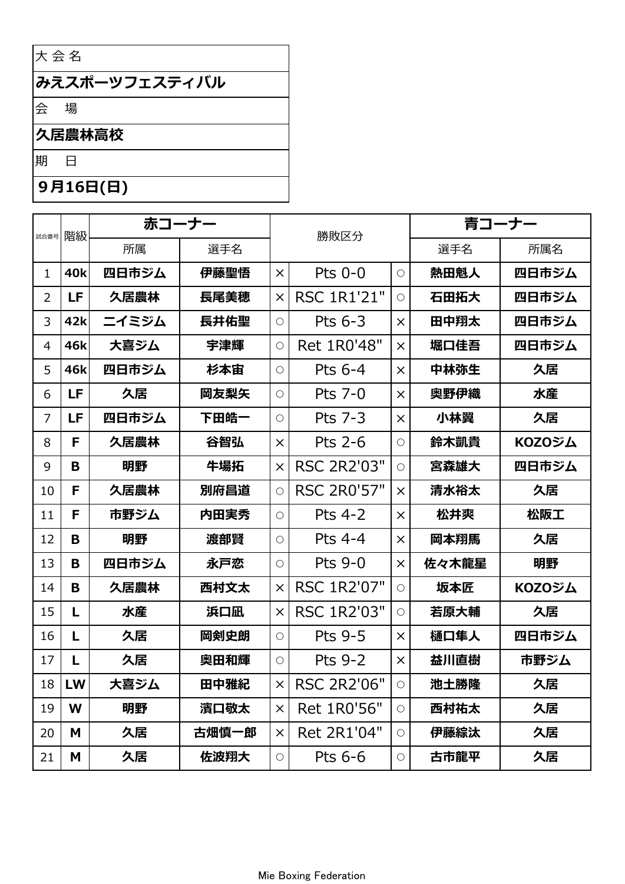| 大 会 名 |
|---|
| **みえスポーツフェスティバル** |
| 会　場 |
| **久居農林高校** |
| 期　日 |
| **9月16日(日)** |

| 試合番号 | 階級 | 赤コーナー | | 勝敗区分 | | | 青コーナー | |
|---|---|---|---|---|---|---|---|---|
| | | 所属 | 選手名 | | | | 選手名 | 所属名 |
| 1 | **40k** | **四日市ジム** | **伊藤聖悟** | × | Pts 0-0 | ○ | **熱田魁人** | **四日市ジム** |
| 2 | **LF** | **久居農林** | **長尾美穂** | × | RSC 1R1'21" | ○ | **石田拓大** | **四日市ジム** |
| 3 | **42k** | **ニイミジム** | **長井佑聖** | ○ | Pts 6-3 | × | **田中翔太** | **四日市ジム** |
| 4 | **46k** | **大喜ジム** | **宇津輝** | ○ | Ret 1R0'48" | × | **堀口佳吾** | **四日市ジム** |
| 5 | **46k** | **四日市ジム** | **杉本宙** | ○ | Pts 6-4 | × | **中林弥生** | **久居** |
| 6 | **LF** | **久居** | **岡友梨矢** | ○ | Pts 7-0 | × | **奥野伊織** | **水産** |
| 7 | **LF** | **四日市ジム** | **下田皓一** | ○ | Pts 7-3 | × | **小林翼** | **久居** |
| 8 | **F** | **久居農林** | **谷智弘** | × | Pts 2-6 | ○ | **鈴木凱貴** | **KOZOジム** |
| 9 | **B** | **明野** | **牛場拓** | × | RSC 2R2'03" | ○ | **宮森雄大** | **四日市ジム** |
| 10 | **F** | **久居農林** | **別府昌道** | ○ | RSC 2R0'57" | × | **清水裕太** | **久居** |
| 11 | **F** | **市野ジム** | **内田実秀** | ○ | Pts 4-2 | × | **松井爽** | **松阪工** |
| 12 | **B** | **明野** | **渡部賢** | ○ | Pts 4-4 | × | **岡本翔馬** | **久居** |
| 13 | **B** | **四日市ジム** | **永戸恋** | ○ | Pts 9-0 | × | **佐々木龍星** | **明野** |
| 14 | **B** | **久居農林** | **西村文太** | × | RSC 1R2'07" | ○ | **坂本匠** | **KOZOジム** |
| 15 | **L** | **水産** | **浜口凪** | × | RSC 1R2'03" | ○ | **若原大輔** | **久居** |
| 16 | **L** | **久居** | **岡剣史朗** | ○ | Pts 9-5 | × | **樋口隼人** | **四日市ジム** |
| 17 | **L** | **久居** | **奥田和輝** | ○ | Pts 9-2 | × | **益川直樹** | **市野ジム** |
| 18 | **LW** | **大喜ジム** | **田中雅紀** | × | RSC 2R2'06" | ○ | **池土勝隆** | **久居** |
| 19 | **W** | **明野** | **濱口敬太** | × | Ret 1R0'56" | ○ | **西村祐太** | **久居** |
| 20 | **M** | **久居** | **古畑慎一郎** | × | Ret 2R1'04" | ○ | **伊藤綜汰** | **久居** |
| 21 | **M** | **久居** | **佐波翔大** | ○ | Pts 6-6 | ○ | **古市龍平** | **久居** |

Mie Boxing Federation